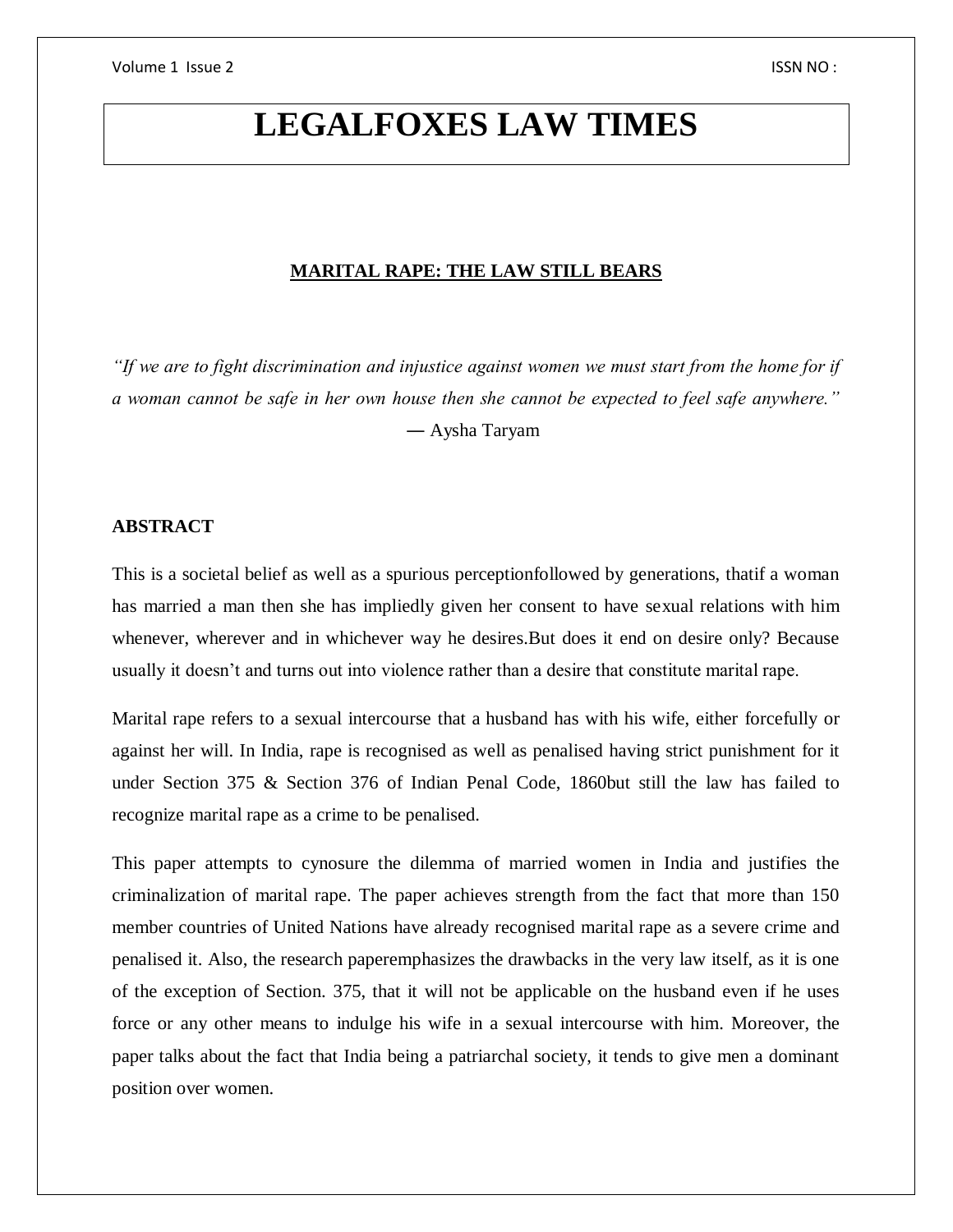# LEGALFOXES LAW TIMES

## MARITAL RAPE: THE LAW STILL BEARS

*"If we are to fight discrimination and injustice against women we must start from the home for if a woman cannot be safe in her own house then she cannot be expected to feel safe anywhere."*

— Aysha Taryam

### ABSTRACT

This is a societal belief as well as a spurious perceptionfollowed by generations, thatif a woman has married a man then she has impliedly given her consent to have sexual relations with him whenever, wherever and in whichever way he desires.But does it end on desire only? Because usually it doesn't and turns out into violence rather than a desire that constitute marital rape.

Marital rape refers to a sexual intercourse that a husband has with his wife, either forcefully or against her will. In India, rape is recognised as well as penalised having strict punishment for it under Section 375 & Section 376 of Indian Penal Code, 1860but still the law has failed to recognize marital rape as a crime to be penalised.

This paper attempts to cynosure the dilemma of married women in India and justifies the criminalization of marital rape. The paper achieves strength from the fact that more than 150 member countries of United Nations have already recognised marital rape as a severe crime and penalised it. Also, the research paperemphasizes the drawbacks in the very law itself, as it is one of the exception of Section. 375, that it will not be applicable on the husband even if he uses force or any other means to indulge his wife in a sexual intercourse with him. Moreover, the paper talks about the fact that India being a patriarchal society, it tends to give men a dominant position over women.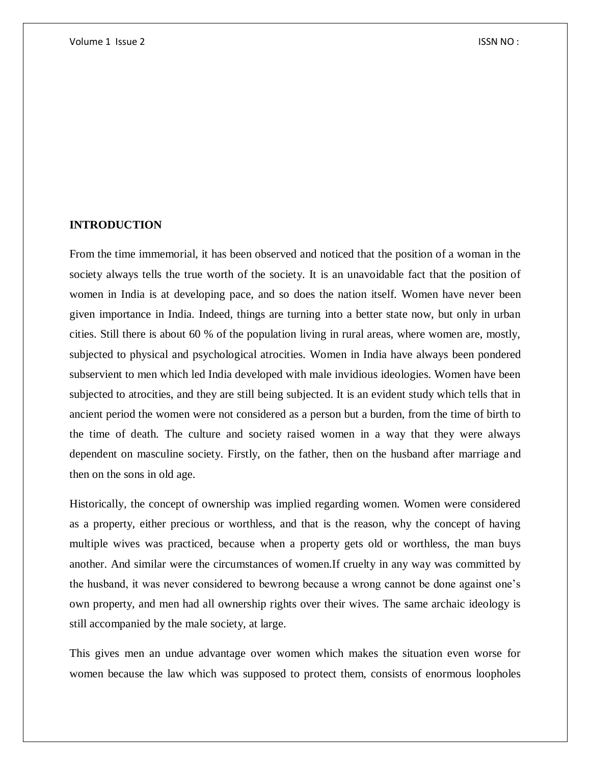## INTRODUCTION

From the time immemorial, it has been observed and noticed that the position of a woman in the society always tells the true worth of the society. It is an unavoidable fact that the position of women in India is at developing pace, and so does the nation itself. Women have never been given importance in India. Indeed, things are turning into a better state now, but only in urban cities. Still there is about 60 % of the population living in rural areas, where women are, mostly, subjected to physical and psychological atrocities. Women in India have always been pondered subservient to men which led India developed with male invidious ideologies. Women have been subjected to atrocities, and they are still being subjected. It is an evident study which tells that in ancient period the women were not considered as a person but a burden, from the time of birth to the time of death. The culture and society raised women in a way that they were always dependent on masculine society. Firstly, on the father, then on the husband after marriage and then on the sons in old age.

Historically, the concept of ownership was implied regarding women. Women were considered as a property, either precious or worthless, and that is the reason, why the concept of having multiple wives was practiced, because when a property gets old or worthless, the man buys another. And similar were the circumstances of women.If cruelty in any way was committed by the husband, it was never considered to bewrong because a wrong cannot be done against one's own property, and men had all ownership rights over their wives. The same archaic ideology is still accompanied by the male society, at large.

This gives men an undue advantage over women which makes the situation even worse for women because the law which was supposed to protect them, consists of enormous loopholes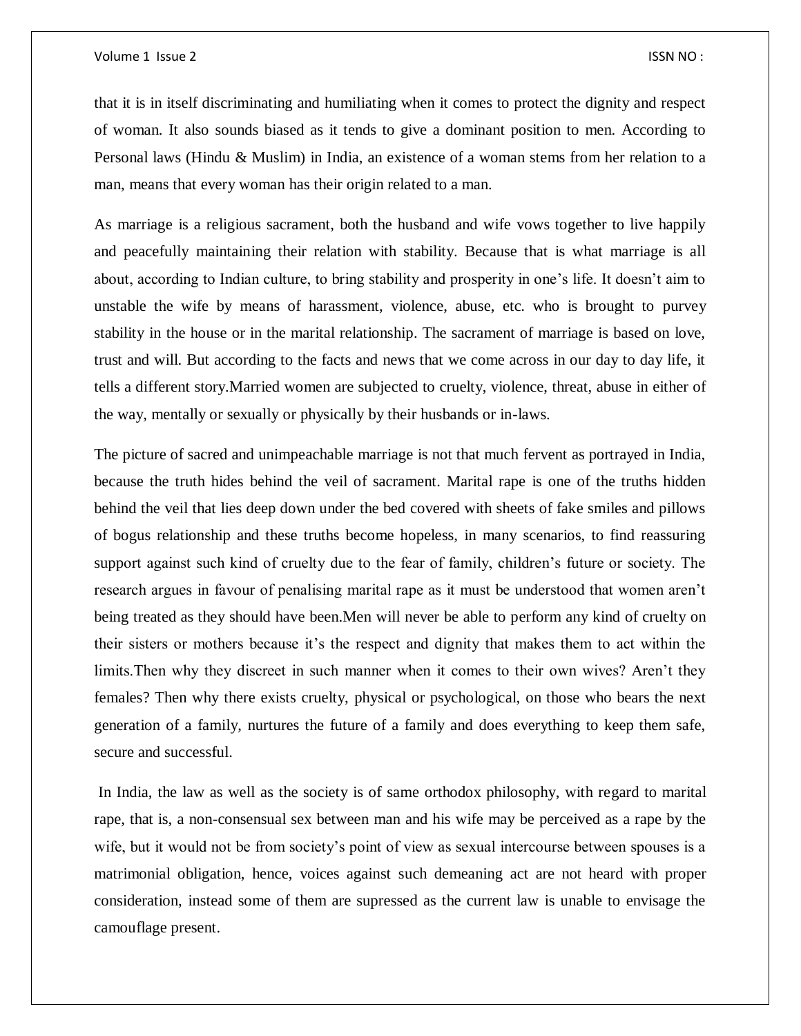that it is in itself discriminating and humiliating when it comes to protect the dignity and respect of woman. It also sounds biased as it tends to give a dominant position to men. According to Personal laws (Hindu & Muslim) in India, an existence of a woman stems from her relation to a man, means that every woman has their origin related to a man.

As marriage is a religious sacrament, both the husband and wife vows together to live happily and peacefully maintaining their relation with stability. Because that is what marriage is all about, according to Indian culture, to bring stability and prosperity in one's life. It doesn't aim to unstable the wife by means of harassment, violence, abuse, etc. who is brought to purvey stability in the house or in the marital relationship. The sacrament of marriage is based on love, trust and will. But according to the facts and news that we come across in our day to day life, it tells a different story.Married women are subjected to cruelty, violence, threat, abuse in either of the way, mentally or sexually or physically by their husbands or in-laws.

The picture of sacred and unimpeachable marriage is not that much fervent as portrayed in India, because the truth hides behind the veil of sacrament. Marital rape is one of the truths hidden behind the veil that lies deep down under the bed covered with sheets of fake smiles and pillows of bogus relationship and these truths become hopeless, in many scenarios, to find reassuring support against such kind of cruelty due to the fear of family, children's future or society. The research argues in favour of penalising marital rape as it must be understood that women aren't being treated as they should have been.Men will never be able to perform any kind of cruelty on their sisters or mothers because it's the respect and dignity that makes them to act within the limits.Then why they discreet in such manner when it comes to their own wives? Aren't they females? Then why there exists cruelty, physical or psychological, on those who bears the next generation of a family, nurtures the future of a family and does everything to keep them safe, secure and successful.

In India, the law as well as the society is of same orthodox philosophy, with regard to marital rape, that is, a non-consensual sex between man and his wife may be perceived as a rape by the wife, but it would not be from society's point of view as sexual intercourse between spouses is a matrimonial obligation, hence, voices against such demeaning act are not heard with proper consideration, instead some of them are supressed as the current law is unable to envisage the camouflage present.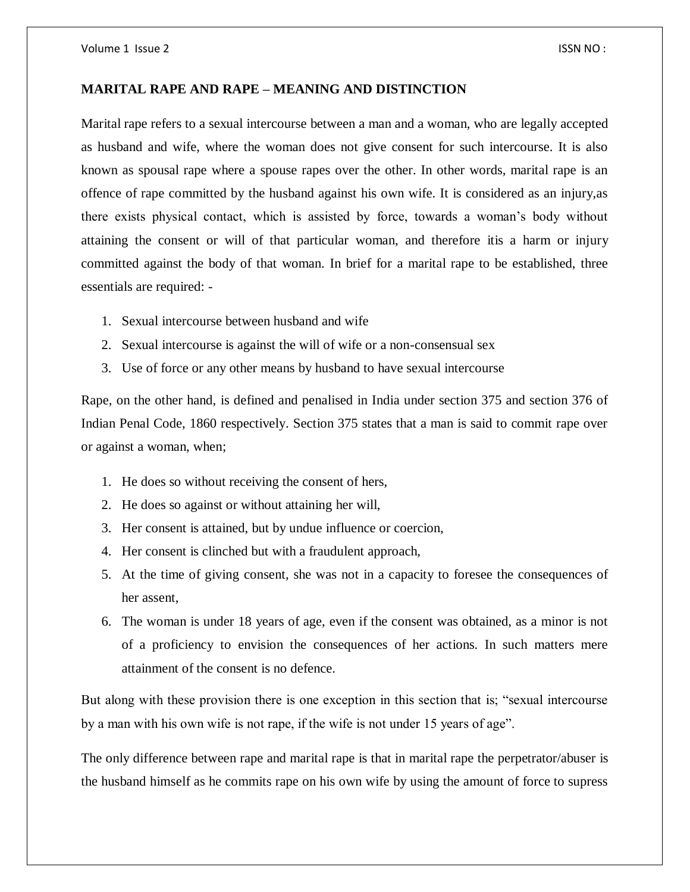## MARITAL RAPE AND RAPE – MEANING AND DISTINCTION

Marital rape refers to a sexual intercourse between a man and a woman, who are legally accepted as husband and wife, where the woman does not give consent for such intercourse. It is also known as spousal rape where a spouse rapes over the other. In other words, marital rape is an offence of rape committed by the husband against his own wife. It is considered as an injury,as there exists physical contact, which is assisted by force, towards a woman's body without attaining the consent or will of that particular woman, and therefore itis a harm or injury committed against the body of that woman. In brief for a marital rape to be established, three essentials are required: -

1. Sexual intercourse between husband and wife
2. Sexual intercourse is against the will of wife or a non-consensual sex
3. Use of force or any other means by husband to have sexual intercourse

Rape, on the other hand, is defined and penalised in India under section 375 and section 376 of Indian Penal Code, 1860 respectively. Section 375 states that a man is said to commit rape over or against a woman, when;

1. He does so without receiving the consent of hers,
2. He does so against or without attaining her will,
3. Her consent is attained, but by undue influence or coercion,
4. Her consent is clinched but with a fraudulent approach,
5. At the time of giving consent, she was not in a capacity to foresee the consequences of her assent,
6. The woman is under 18 years of age, even if the consent was obtained, as a minor is not of a proficiency to envision the consequences of her actions. In such matters mere attainment of the consent is no defence.

But along with these provision there is one exception in this section that is; "sexual intercourse by a man with his own wife is not rape, if the wife is not under 15 years of age".

The only difference between rape and marital rape is that in marital rape the perpetrator/abuser is the husband himself as he commits rape on his own wife by using the amount of force to supress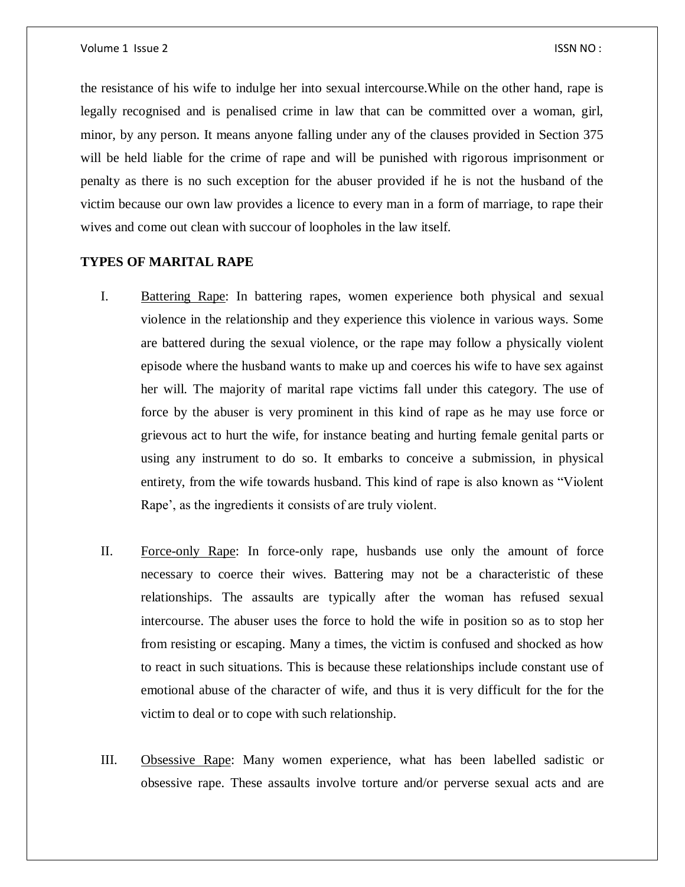the resistance of his wife to indulge her into sexual intercourse.While on the other hand, rape is legally recognised and is penalised crime in law that can be committed over a woman, girl, minor, by any person. It means anyone falling under any of the clauses provided in Section 375 will be held liable for the crime of rape and will be punished with rigorous imprisonment or penalty as there is no such exception for the abuser provided if he is not the husband of the victim because our own law provides a licence to every man in a form of marriage, to rape their wives and come out clean with succour of loopholes in the law itself.

**TYPES OF MARITAL RAPE**

I. <u>Battering Rape</u>: In battering rapes, women experience both physical and sexual violence in the relationship and they experience this violence in various ways. Some are battered during the sexual violence, or the rape may follow a physically violent episode where the husband wants to make up and coerces his wife to have sex against her will. The majority of marital rape victims fall under this category. The use of force by the abuser is very prominent in this kind of rape as he may use force or grievous act to hurt the wife, for instance beating and hurting female genital parts or using any instrument to do so. It embarks to conceive a submission, in physical entirety, from the wife towards husband. This kind of rape is also known as "Violent Rape', as the ingredients it consists of are truly violent.

II. <u>Force-only Rape</u>: In force-only rape, husbands use only the amount of force necessary to coerce their wives. Battering may not be a characteristic of these relationships. The assaults are typically after the woman has refused sexual intercourse. The abuser uses the force to hold the wife in position so as to stop her from resisting or escaping. Many a times, the victim is confused and shocked as how to react in such situations. This is because these relationships include constant use of emotional abuse of the character of wife, and thus it is very difficult for the for the victim to deal or to cope with such relationship.

III. <u>Obsessive Rape</u>: Many women experience, what has been labelled sadistic or obsessive rape. These assaults involve torture and/or perverse sexual acts and are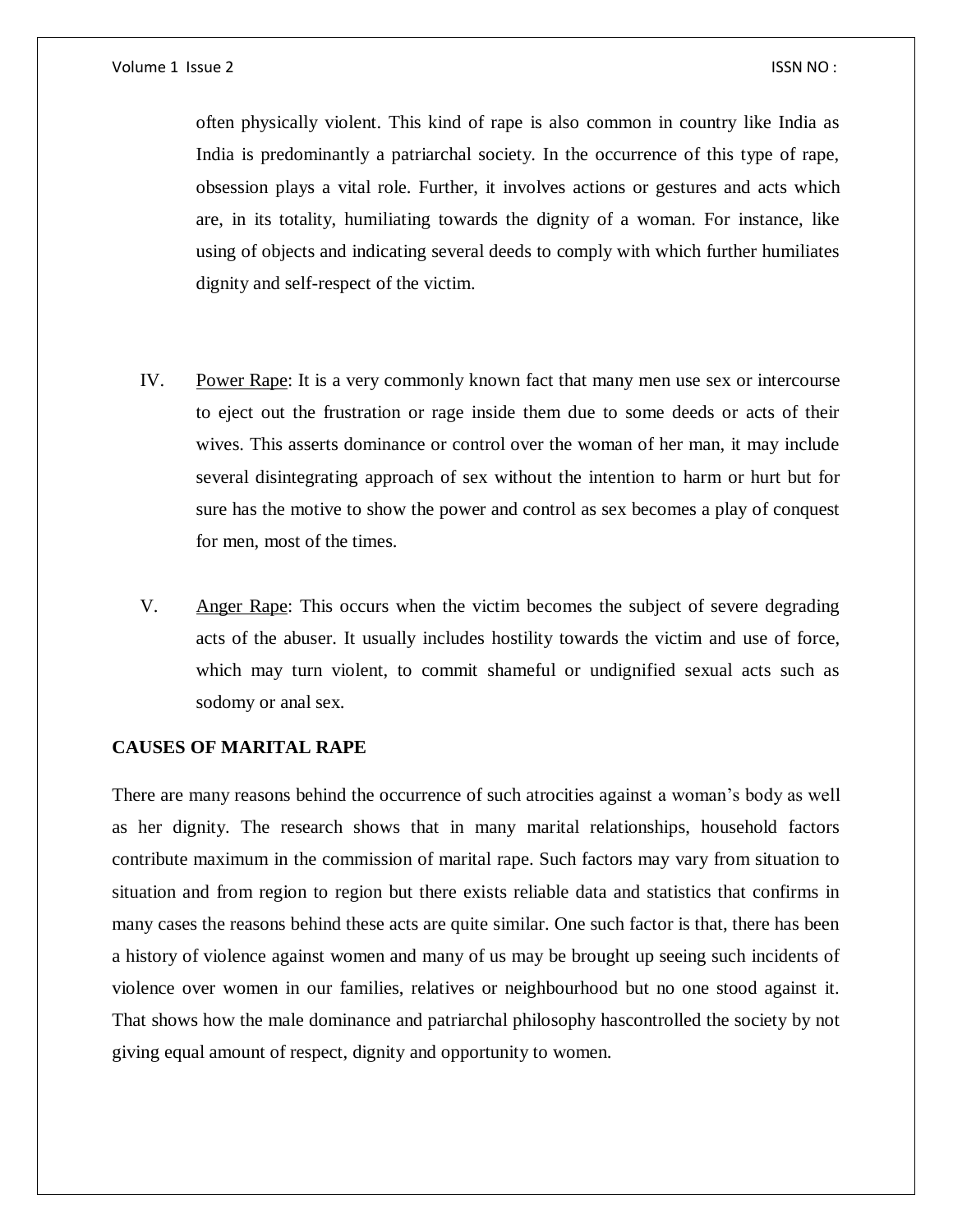often physically violent. This kind of rape is also common in country like India as India is predominantly a patriarchal society. In the occurrence of this type of rape, obsession plays a vital role. Further, it involves actions or gestures and acts which are, in its totality, humiliating towards the dignity of a woman. For instance, like using of objects and indicating several deeds to comply with which further humiliates dignity and self-respect of the victim.

IV. Power Rape: It is a very commonly known fact that many men use sex or intercourse to eject out the frustration or rage inside them due to some deeds or acts of their wives. This asserts dominance or control over the woman of her man, it may include several disintegrating approach of sex without the intention to harm or hurt but for sure has the motive to show the power and control as sex becomes a play of conquest for men, most of the times.

V. Anger Rape: This occurs when the victim becomes the subject of severe degrading acts of the abuser. It usually includes hostility towards the victim and use of force, which may turn violent, to commit shameful or undignified sexual acts such as sodomy or anal sex.

**CAUSES OF MARITAL RAPE**

There are many reasons behind the occurrence of such atrocities against a woman's body as well as her dignity. The research shows that in many marital relationships, household factors contribute maximum in the commission of marital rape. Such factors may vary from situation to situation and from region to region but there exists reliable data and statistics that confirms in many cases the reasons behind these acts are quite similar. One such factor is that, there has been a history of violence against women and many of us may be brought up seeing such incidents of violence over women in our families, relatives or neighbourhood but no one stood against it. That shows how the male dominance and patriarchal philosophy hascontrolled the society by not giving equal amount of respect, dignity and opportunity to women.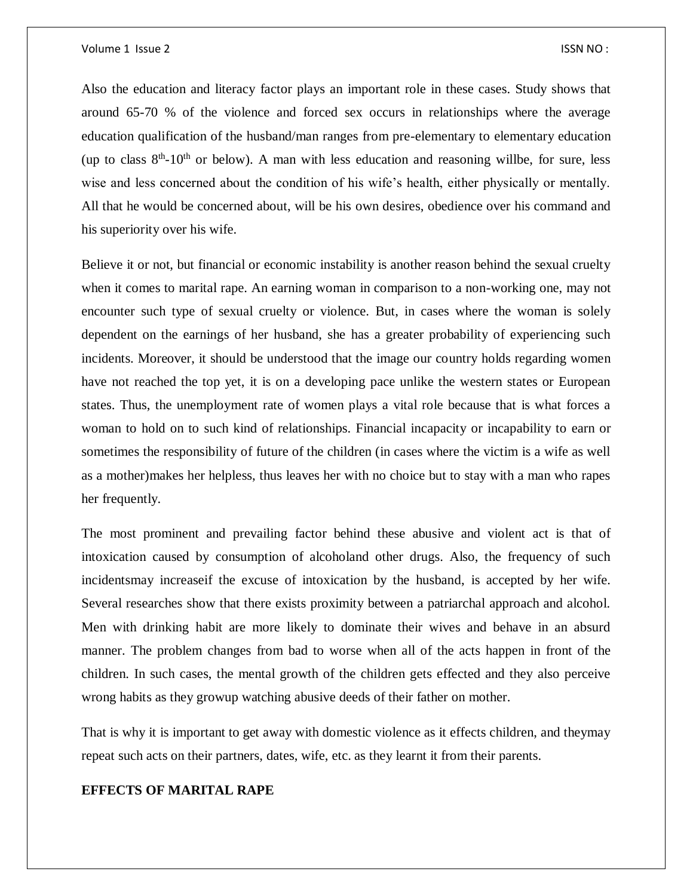Also the education and literacy factor plays an important role in these cases. Study shows that around 65-70 % of the violence and forced sex occurs in relationships where the average education qualification of the husband/man ranges from pre-elementary to elementary education (up to class $8^{th}$-$10^{th}$ or below). A man with less education and reasoning willbe, for sure, less wise and less concerned about the condition of his wife's health, either physically or mentally. All that he would be concerned about, will be his own desires, obedience over his command and his superiority over his wife.

Believe it or not, but financial or economic instability is another reason behind the sexual cruelty when it comes to marital rape. An earning woman in comparison to a non-working one, may not encounter such type of sexual cruelty or violence. But, in cases where the woman is solely dependent on the earnings of her husband, she has a greater probability of experiencing such incidents. Moreover, it should be understood that the image our country holds regarding women have not reached the top yet, it is on a developing pace unlike the western states or European states. Thus, the unemployment rate of women plays a vital role because that is what forces a woman to hold on to such kind of relationships. Financial incapacity or incapability to earn or sometimes the responsibility of future of the children (in cases where the victim is a wife as well as a mother)makes her helpless, thus leaves her with no choice but to stay with a man who rapes her frequently.

The most prominent and prevailing factor behind these abusive and violent act is that of intoxication caused by consumption of alcoholand other drugs. Also, the frequency of such incidentsmay increaseif the excuse of intoxication by the husband, is accepted by her wife. Several researches show that there exists proximity between a patriarchal approach and alcohol. Men with drinking habit are more likely to dominate their wives and behave in an absurd manner. The problem changes from bad to worse when all of the acts happen in front of the children. In such cases, the mental growth of the children gets effected and they also perceive wrong habits as they growup watching abusive deeds of their father on mother.

That is why it is important to get away with domestic violence as it effects children, and theymay repeat such acts on their partners, dates, wife, etc. as they learnt it from their parents.

## EFFECTS OF MARITAL RAPE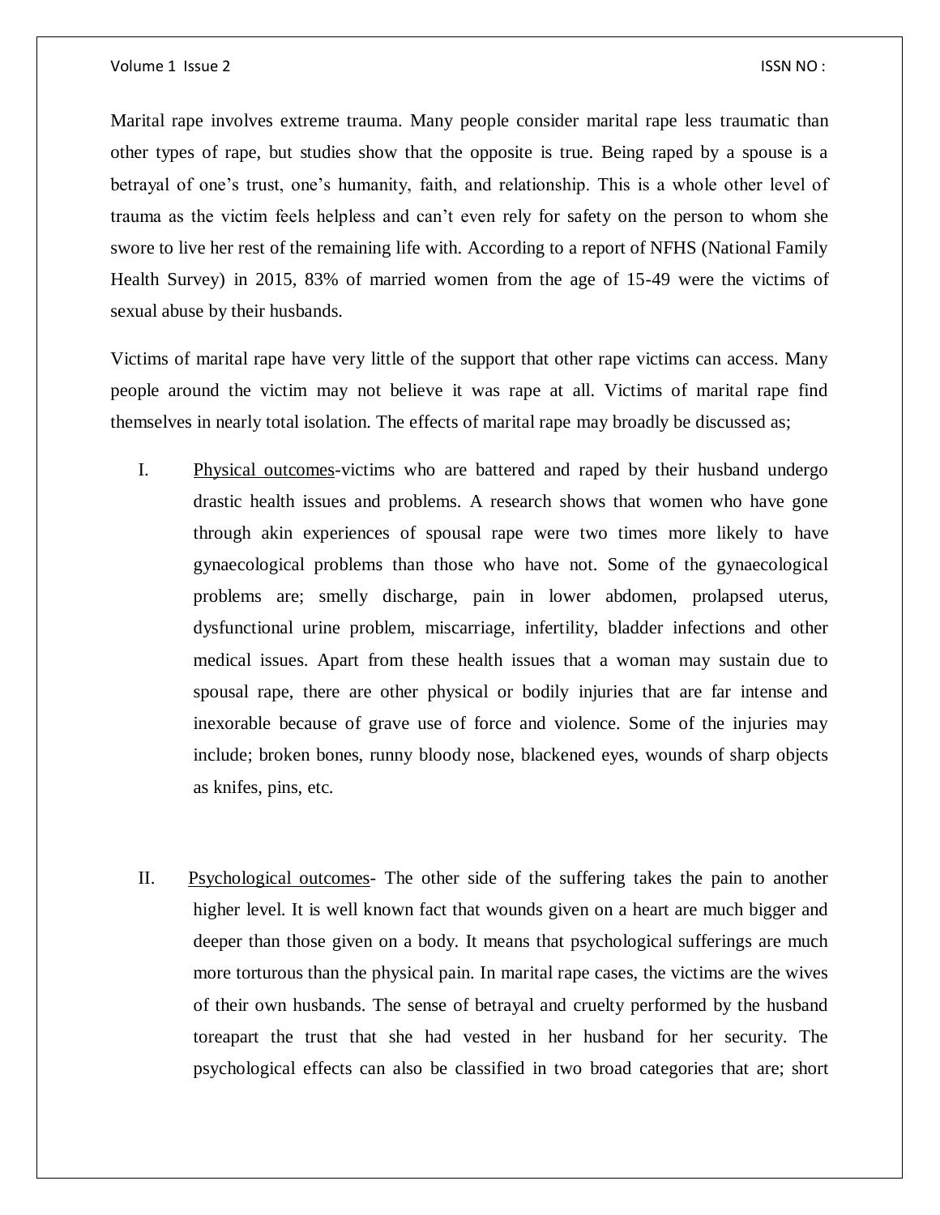Marital rape involves extreme trauma. Many people consider marital rape less traumatic than other types of rape, but studies show that the opposite is true. Being raped by a spouse is a betrayal of one's trust, one's humanity, faith, and relationship. This is a whole other level of trauma as the victim feels helpless and can't even rely for safety on the person to whom she swore to live her rest of the remaining life with. According to a report of NFHS (National Family Health Survey) in 2015, 83% of married women from the age of 15-49 were the victims of sexual abuse by their husbands.

Victims of marital rape have very little of the support that other rape victims can access. Many people around the victim may not believe it was rape at all. Victims of marital rape find themselves in nearly total isolation. The effects of marital rape may broadly be discussed as;

I. <u>Physical outcomes</u>-victims who are battered and raped by their husband undergo drastic health issues and problems. A research shows that women who have gone through akin experiences of spousal rape were two times more likely to have gynaecological problems than those who have not. Some of the gynaecological problems are; smelly discharge, pain in lower abdomen, prolapsed uterus, dysfunctional urine problem, miscarriage, infertility, bladder infections and other medical issues. Apart from these health issues that a woman may sustain due to spousal rape, there are other physical or bodily injuries that are far intense and inexorable because of grave use of force and violence. Some of the injuries may include; broken bones, runny bloody nose, blackened eyes, wounds of sharp objects as knifes, pins, etc.

II. <u>Psychological outcomes</u>- The other side of the suffering takes the pain to another higher level. It is well known fact that wounds given on a heart are much bigger and deeper than those given on a body. It means that psychological sufferings are much more torturous than the physical pain. In marital rape cases, the victims are the wives of their own husbands. The sense of betrayal and cruelty performed by the husband toreapart the trust that she had vested in her husband for her security. The psychological effects can also be classified in two broad categories that are; short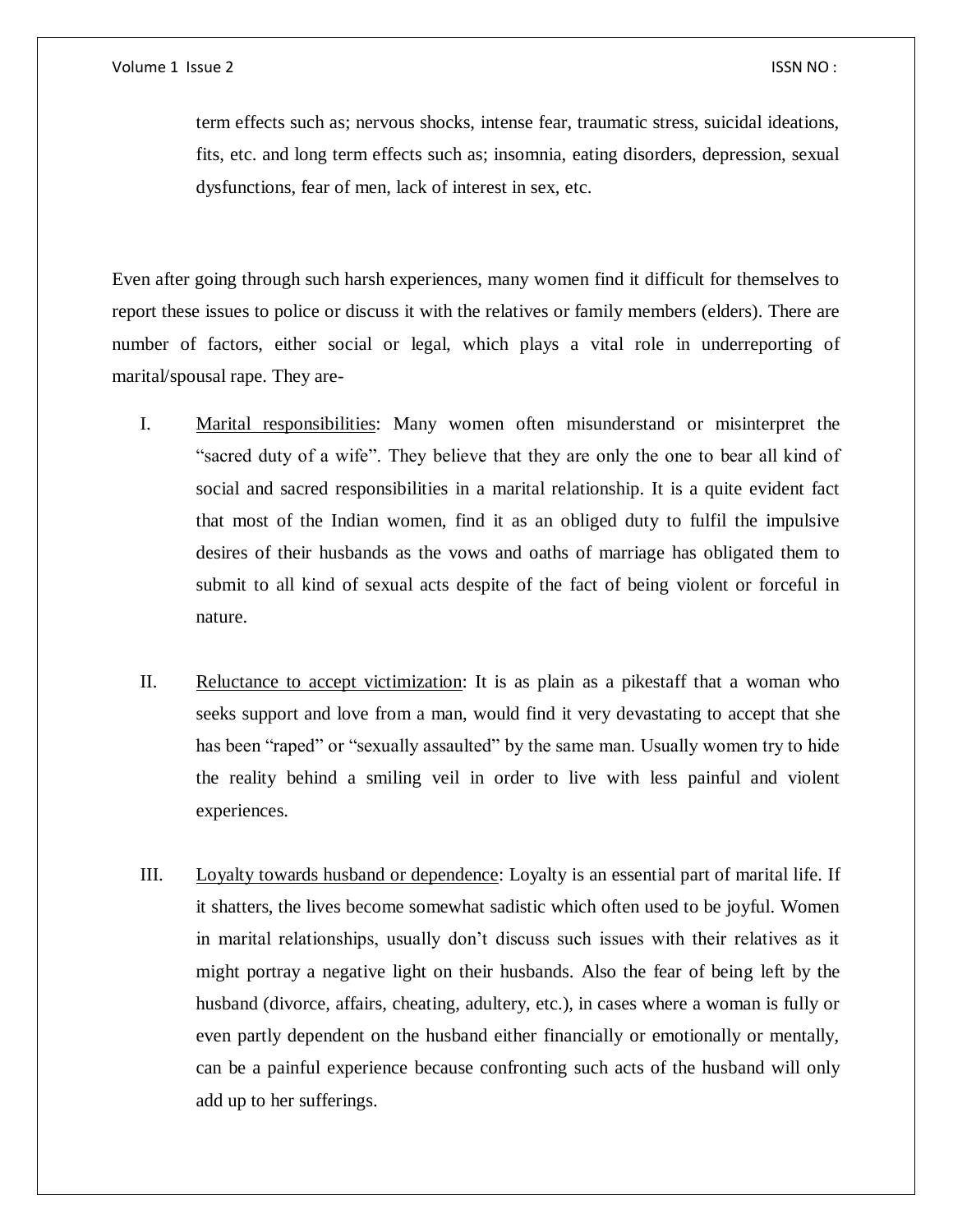term effects such as; nervous shocks, intense fear, traumatic stress, suicidal ideations, fits, etc. and long term effects such as; insomnia, eating disorders, depression, sexual dysfunctions, fear of men, lack of interest in sex, etc.

Even after going through such harsh experiences, many women find it difficult for themselves to report these issues to police or discuss it with the relatives or family members (elders). There are number of factors, either social or legal, which plays a vital role in underreporting of marital/spousal rape. They are-

I. <u>Marital responsibilities</u>: Many women often misunderstand or misinterpret the "sacred duty of a wife". They believe that they are only the one to bear all kind of social and sacred responsibilities in a marital relationship. It is a quite evident fact that most of the Indian women, find it as an obliged duty to fulfil the impulsive desires of their husbands as the vows and oaths of marriage has obligated them to submit to all kind of sexual acts despite of the fact of being violent or forceful in nature.

II. <u>Reluctance to accept victimization</u>: It is as plain as a pikestaff that a woman who seeks support and love from a man, would find it very devastating to accept that she has been "raped" or "sexually assaulted" by the same man. Usually women try to hide the reality behind a smiling veil in order to live with less painful and violent experiences.

III. <u>Loyalty towards husband or dependence</u>: Loyalty is an essential part of marital life. If it shatters, the lives become somewhat sadistic which often used to be joyful. Women in marital relationships, usually don't discuss such issues with their relatives as it might portray a negative light on their husbands. Also the fear of being left by the husband (divorce, affairs, cheating, adultery, etc.), in cases where a woman is fully or even partly dependent on the husband either financially or emotionally or mentally, can be a painful experience because confronting such acts of the husband will only add up to her sufferings.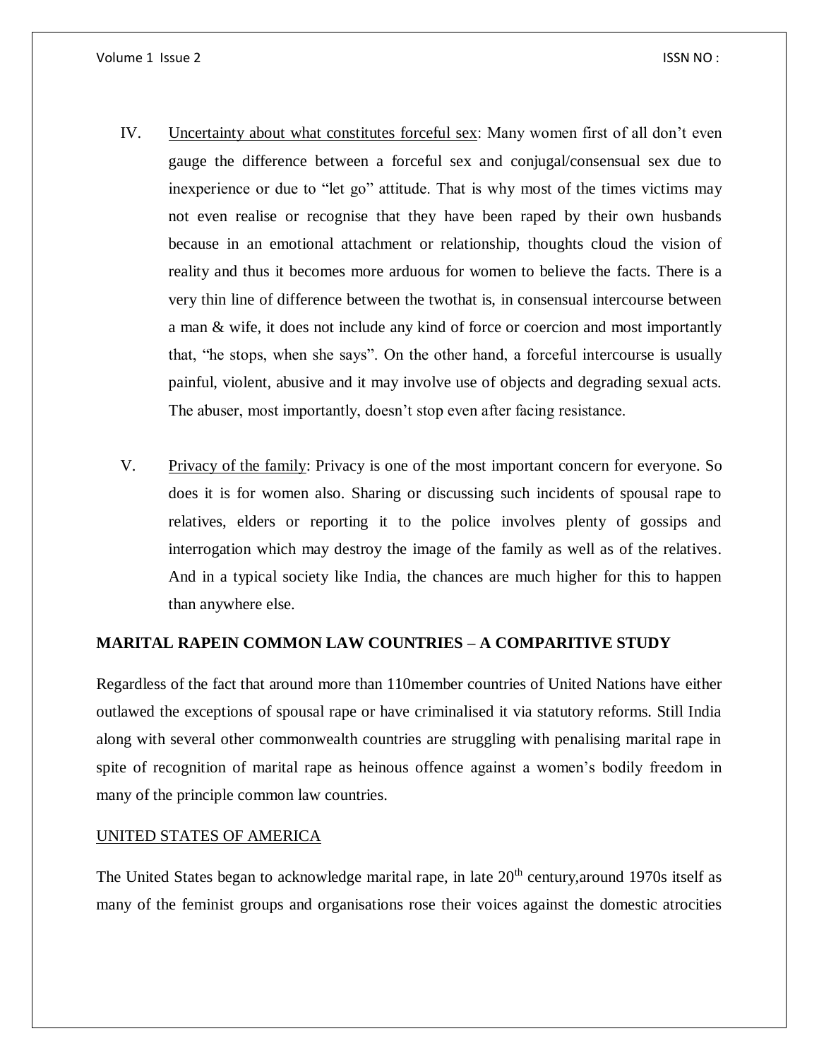IV. <u>Uncertainty about what constitutes forceful sex</u>: Many women first of all don't even gauge the difference between a forceful sex and conjugal/consensual sex due to inexperience or due to "let go" attitude. That is why most of the times victims may not even realise or recognise that they have been raped by their own husbands because in an emotional attachment or relationship, thoughts cloud the vision of reality and thus it becomes more arduous for women to believe the facts. There is a very thin line of difference between the twothat is, in consensual intercourse between a man & wife, it does not include any kind of force or coercion and most importantly that, "he stops, when she says". On the other hand, a forceful intercourse is usually painful, violent, abusive and it may involve use of objects and degrading sexual acts. The abuser, most importantly, doesn't stop even after facing resistance.

V. <u>Privacy of the family</u>: Privacy is one of the most important concern for everyone. So does it is for women also. Sharing or discussing such incidents of spousal rape to relatives, elders or reporting it to the police involves plenty of gossips and interrogation which may destroy the image of the family as well as of the relatives. And in a typical society like India, the chances are much higher for this to happen than anywhere else.

## MARITAL RAPEIN COMMON LAW COUNTRIES – A COMPARITIVE STUDY

Regardless of the fact that around more than 110member countries of United Nations have either outlawed the exceptions of spousal rape or have criminalised it via statutory reforms. Still India along with several other commonwealth countries are struggling with penalising marital rape in spite of recognition of marital rape as heinous offence against a women's bodily freedom in many of the principle common law countries.

### <u>UNITED STATES OF AMERICA</u>

The United States began to acknowledge marital rape, in late $20^{th}$ century,around 1970s itself as many of the feminist groups and organisations rose their voices against the domestic atrocities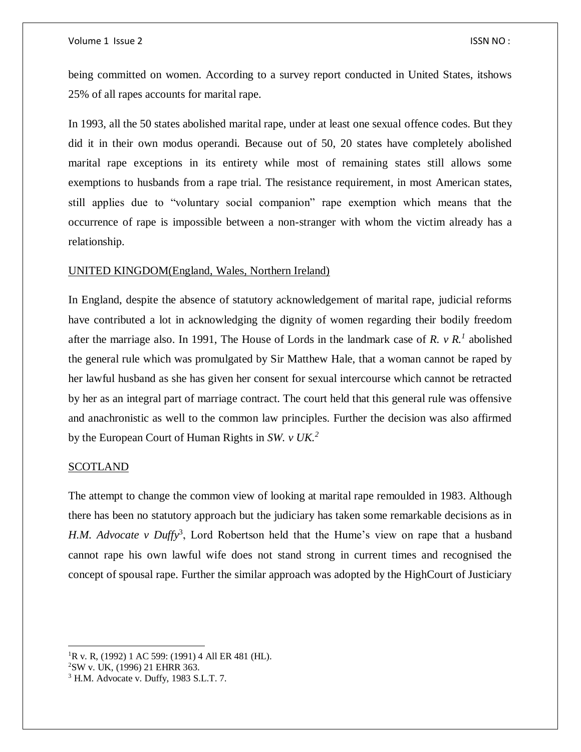being committed on women. According to a survey report conducted in United States, itshows 25% of all rapes accounts for marital rape.

In 1993, all the 50 states abolished marital rape, under at least one sexual offence codes. But they did it in their own modus operandi. Because out of 50, 20 states have completely abolished marital rape exceptions in its entirety while most of remaining states still allows some exemptions to husbands from a rape trial. The resistance requirement, in most American states, still applies due to "voluntary social companion" rape exemption which means that the occurrence of rape is impossible between a non-stranger with whom the victim already has a relationship.

UNITED KINGDOM(England, Wales, Northern Ireland)

In England, despite the absence of statutory acknowledgement of marital rape, judicial reforms have contributed a lot in acknowledging the dignity of women regarding their bodily freedom after the marriage also. In 1991, The House of Lords in the landmark case of *R. v R.*[1] abolished the general rule which was promulgated by Sir Matthew Hale, that a woman cannot be raped by her lawful husband as she has given her consent for sexual intercourse which cannot be retracted by her as an integral part of marriage contract. The court held that this general rule was offensive and anachronistic as well to the common law principles. Further the decision was also affirmed by the European Court of Human Rights in *SW. v UK.*[2]

SCOTLAND

The attempt to change the common view of looking at marital rape remoulded in 1983. Although there has been no statutory approach but the judiciary has taken some remarkable decisions as in *H.M. Advocate v Duffy*[3], Lord Robertson held that the Hume's view on rape that a husband cannot rape his own lawful wife does not stand strong in current times and recognised the concept of spousal rape. Further the similar approach was adopted by the HighCourt of Justiciary

---

[1] R v. R, (1992) 1 AC 599: (1991) 4 All ER 481 (HL).

[2] SW v. UK, (1996) 21 EHRR 363.

[3] H.M. Advocate v. Duffy, 1983 S.L.T. 7.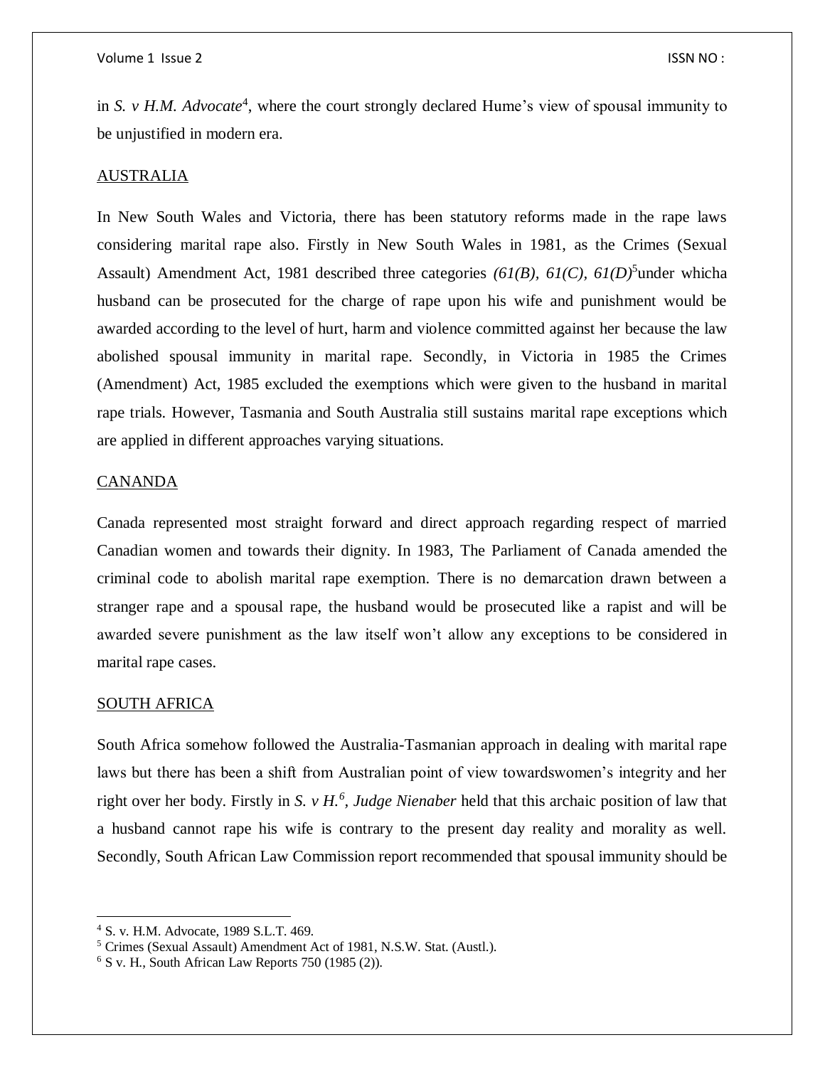in *S. v H.M. Advocate*[4], where the court strongly declared Hume's view of spousal immunity to be unjustified in modern era.

<u>AUSTRALIA</u>

In New South Wales and Victoria, there has been statutory reforms made in the rape laws considering marital rape also. Firstly in New South Wales in 1981, as the Crimes (Sexual Assault) Amendment Act, 1981 described three categories *(61(B), 61(C), 61(D)*[5]under whicha husband can be prosecuted for the charge of rape upon his wife and punishment would be awarded according to the level of hurt, harm and violence committed against her because the law abolished spousal immunity in marital rape. Secondly, in Victoria in 1985 the Crimes (Amendment) Act, 1985 excluded the exemptions which were given to the husband in marital rape trials. However, Tasmania and South Australia still sustains marital rape exceptions which are applied in different approaches varying situations.

<u>CANANDA</u>

Canada represented most straight forward and direct approach regarding respect of married Canadian women and towards their dignity. In 1983, The Parliament of Canada amended the criminal code to abolish marital rape exemption. There is no demarcation drawn between a stranger rape and a spousal rape, the husband would be prosecuted like a rapist and will be awarded severe punishment as the law itself won't allow any exceptions to be considered in marital rape cases.

<u>SOUTH AFRICA</u>

South Africa somehow followed the Australia-Tasmanian approach in dealing with marital rape laws but there has been a shift from Australian point of view towardswomen's integrity and her right over her body. Firstly in *S. v H.*[6]*, Judge Nienaber* held that this archaic position of law that a husband cannot rape his wife is contrary to the present day reality and morality as well. Secondly, South African Law Commission report recommended that spousal immunity should be

---

[4] S. v. H.M. Advocate, 1989 S.L.T. 469.

[5] Crimes (Sexual Assault) Amendment Act of 1981, N.S.W. Stat. (Austl.).

[6] S v. H., South African Law Reports 750 (1985 (2)).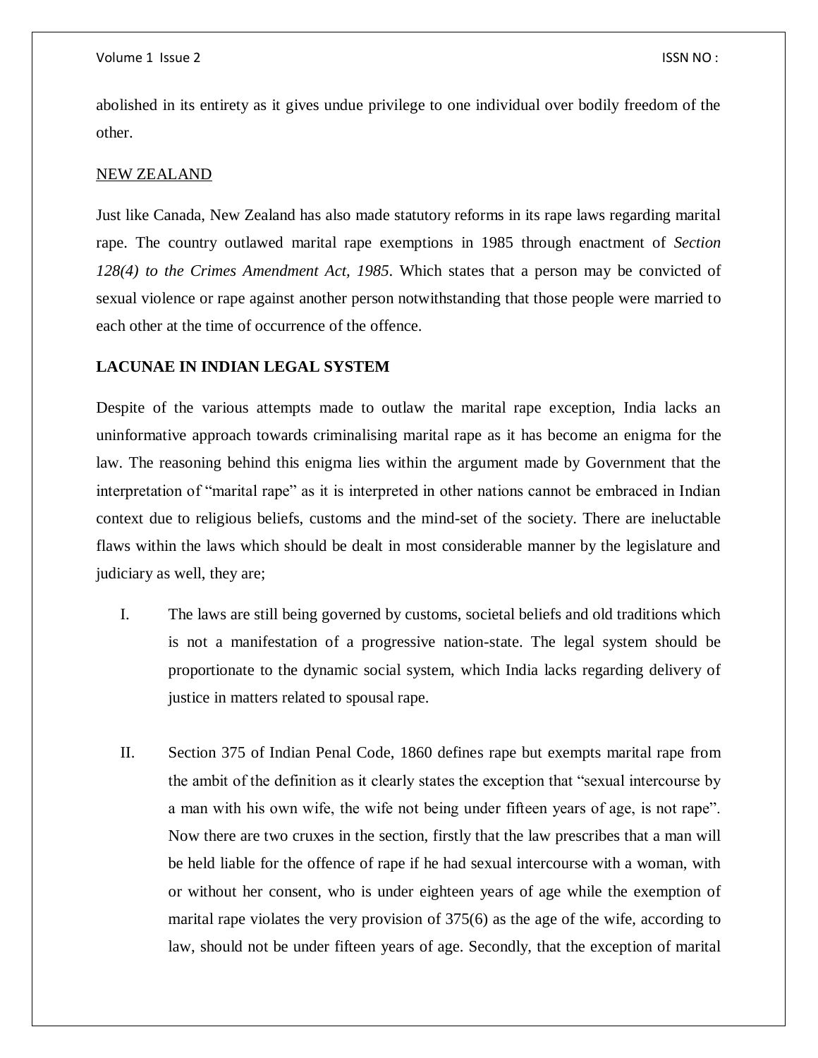abolished in its entirety as it gives undue privilege to one individual over bodily freedom of the other.

NEW ZEALAND

Just like Canada, New Zealand has also made statutory reforms in its rape laws regarding marital rape. The country outlawed marital rape exemptions in 1985 through enactment of *Section 128(4) to the Crimes Amendment Act, 1985*. Which states that a person may be convicted of sexual violence or rape against another person notwithstanding that those people were married to each other at the time of occurrence of the offence.

**LACUNAE IN INDIAN LEGAL SYSTEM**

Despite of the various attempts made to outlaw the marital rape exception, India lacks an uninformative approach towards criminalising marital rape as it has become an enigma for the law. The reasoning behind this enigma lies within the argument made by Government that the interpretation of "marital rape" as it is interpreted in other nations cannot be embraced in Indian context due to religious beliefs, customs and the mind-set of the society. There are ineluctable flaws within the laws which should be dealt in most considerable manner by the legislature and judiciary as well, they are;

I. The laws are still being governed by customs, societal beliefs and old traditions which is not a manifestation of a progressive nation-state. The legal system should be proportionate to the dynamic social system, which India lacks regarding delivery of justice in matters related to spousal rape.

II. Section 375 of Indian Penal Code, 1860 defines rape but exempts marital rape from the ambit of the definition as it clearly states the exception that "sexual intercourse by a man with his own wife, the wife not being under fifteen years of age, is not rape". Now there are two cruxes in the section, firstly that the law prescribes that a man will be held liable for the offence of rape if he had sexual intercourse with a woman, with or without her consent, who is under eighteen years of age while the exemption of marital rape violates the very provision of 375(6) as the age of the wife, according to law, should not be under fifteen years of age. Secondly, that the exception of marital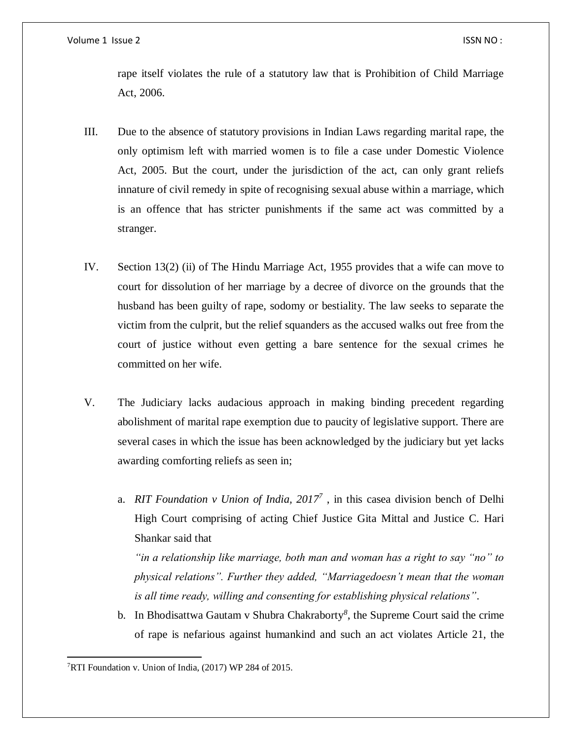rape itself violates the rule of a statutory law that is Prohibition of Child Marriage Act, 2006.

III. Due to the absence of statutory provisions in Indian Laws regarding marital rape, the only optimism left with married women is to file a case under Domestic Violence Act, 2005. But the court, under the jurisdiction of the act, can only grant reliefs innature of civil remedy in spite of recognising sexual abuse within a marriage, which is an offence that has stricter punishments if the same act was committed by a stranger.

IV. Section 13(2) (ii) of The Hindu Marriage Act, 1955 provides that a wife can move to court for dissolution of her marriage by a decree of divorce on the grounds that the husband has been guilty of rape, sodomy or bestiality. The law seeks to separate the victim from the culprit, but the relief squanders as the accused walks out free from the court of justice without even getting a bare sentence for the sexual crimes he committed on her wife.

V. The Judiciary lacks audacious approach in making binding precedent regarding abolishment of marital rape exemption due to paucity of legislative support. There are several cases in which the issue has been acknowledged by the judiciary but yet lacks awarding comforting reliefs as seen in;

   a. *RIT Foundation v Union of India, 2017*[7] , in this casea division bench of Delhi High Court comprising of acting Chief Justice Gita Mittal and Justice C. Hari Shankar said that
   *"in a relationship like marriage, both man and woman has a right to say "no" to physical relations". Further they added, "Marriagedoesn't mean that the woman is all time ready, willing and consenting for establishing physical relations"*.

   b. In Bhodisattwa Gautam v Shubra Chakraborty[8], the Supreme Court said the crime of rape is nefarious against humankind and such an act violates Article 21, the

---

[7]RTI Foundation v. Union of India, (2017) WP 284 of 2015.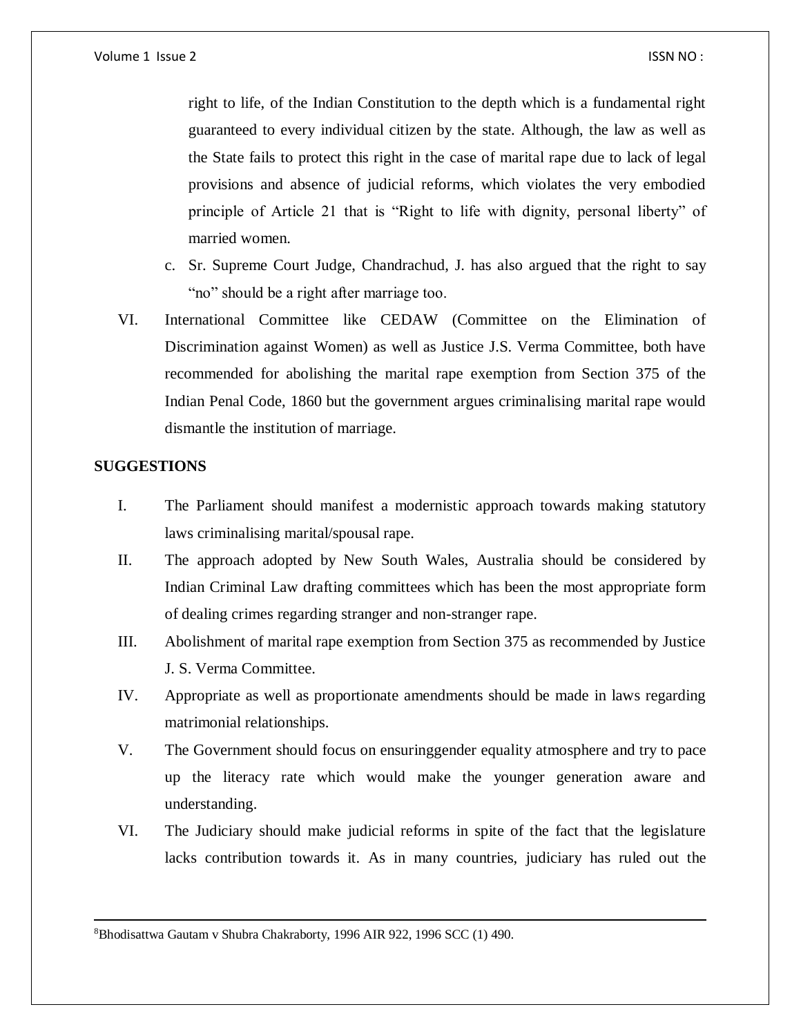right to life, of the Indian Constitution to the depth which is a fundamental right guaranteed to every individual citizen by the state. Although, the law as well as the State fails to protect this right in the case of marital rape due to lack of legal provisions and absence of judicial reforms, which violates the very embodied principle of Article 21 that is "Right to life with dignity, personal liberty" of married women.

c. Sr. Supreme Court Judge, Chandrachud, J. has also argued that the right to say "no" should be a right after marriage too.

VI. International Committee like CEDAW (Committee on the Elimination of Discrimination against Women) as well as Justice J.S. Verma Committee, both have recommended for abolishing the marital rape exemption from Section 375 of the Indian Penal Code, 1860 but the government argues criminalising marital rape would dismantle the institution of marriage.

**SUGGESTIONS**

I. The Parliament should manifest a modernistic approach towards making statutory laws criminalising marital/spousal rape.

II. The approach adopted by New South Wales, Australia should be considered by Indian Criminal Law drafting committees which has been the most appropriate form of dealing crimes regarding stranger and non-stranger rape.

III. Abolishment of marital rape exemption from Section 375 as recommended by Justice J. S. Verma Committee.

IV. Appropriate as well as proportionate amendments should be made in laws regarding matrimonial relationships.

V. The Government should focus on ensuringgender equality atmosphere and try to pace up the literacy rate which would make the younger generation aware and understanding.

VI. The Judiciary should make judicial reforms in spite of the fact that the legislature lacks contribution towards it. As in many countries, judiciary has ruled out the

---

[8]Bhodisattwa Gautam v Shubra Chakraborty, 1996 AIR 922, 1996 SCC (1) 490.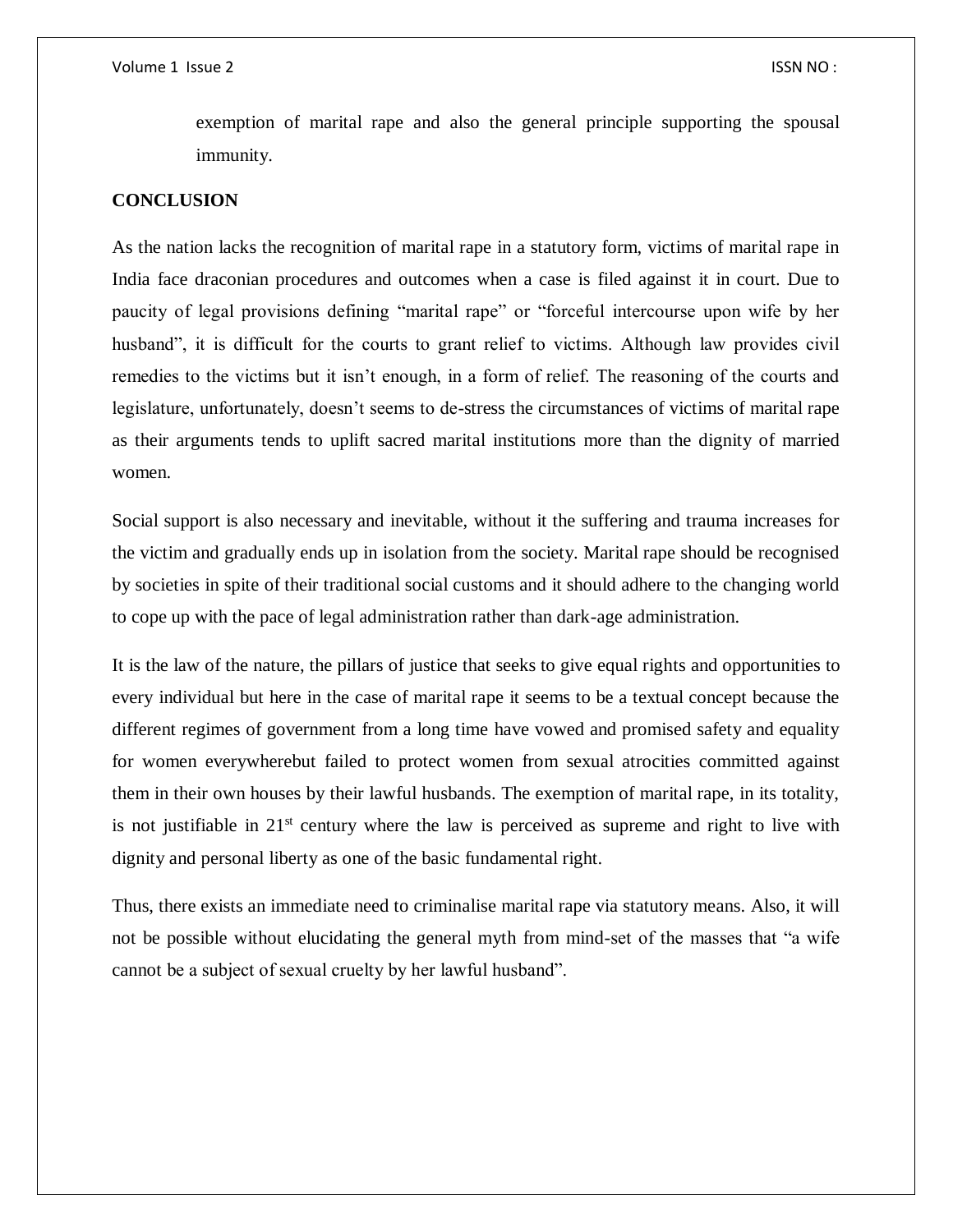exemption of marital rape and also the general principle supporting the spousal immunity.

**CONCLUSION**

As the nation lacks the recognition of marital rape in a statutory form, victims of marital rape in India face draconian procedures and outcomes when a case is filed against it in court. Due to paucity of legal provisions defining "marital rape" or "forceful intercourse upon wife by her husband", it is difficult for the courts to grant relief to victims. Although law provides civil remedies to the victims but it isn't enough, in a form of relief. The reasoning of the courts and legislature, unfortunately, doesn't seems to de-stress the circumstances of victims of marital rape as their arguments tends to uplift sacred marital institutions more than the dignity of married women.

Social support is also necessary and inevitable, without it the suffering and trauma increases for the victim and gradually ends up in isolation from the society. Marital rape should be recognised by societies in spite of their traditional social customs and it should adhere to the changing world to cope up with the pace of legal administration rather than dark-age administration.

It is the law of the nature, the pillars of justice that seeks to give equal rights and opportunities to every individual but here in the case of marital rape it seems to be a textual concept because the different regimes of government from a long time have vowed and promised safety and equality for women everywherebut failed to protect women from sexual atrocities committed against them in their own houses by their lawful husbands. The exemption of marital rape, in its totality, is not justifiable in 21st century where the law is perceived as supreme and right to live with dignity and personal liberty as one of the basic fundamental right.

Thus, there exists an immediate need to criminalise marital rape via statutory means. Also, it will not be possible without elucidating the general myth from mind-set of the masses that "a wife cannot be a subject of sexual cruelty by her lawful husband".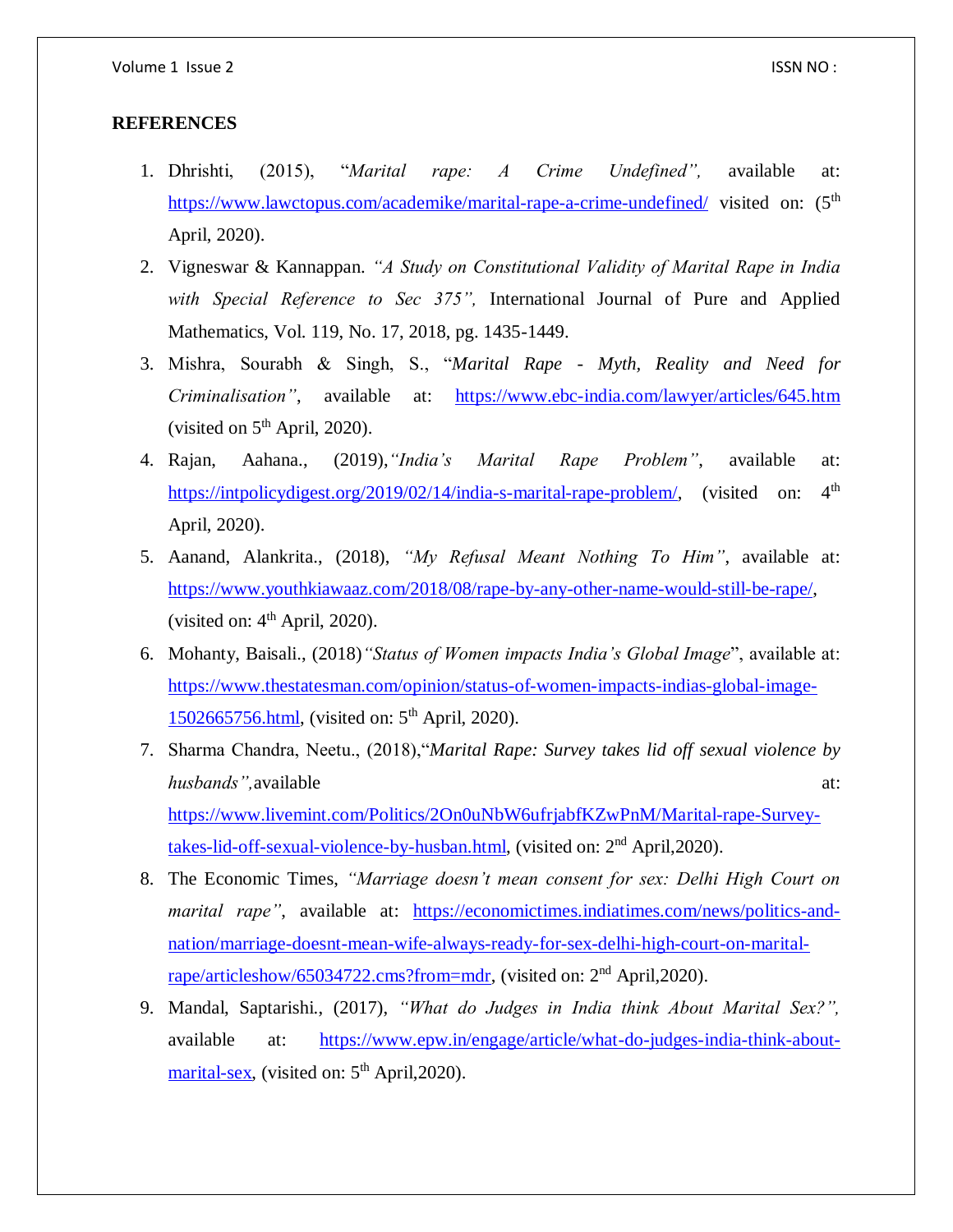**REFERENCES**

1. Dhrishti, (2015), "*Marital rape: A Crime Undefined",* available at: https://www.lawctopus.com/academike/marital-rape-a-crime-undefined/ visited on: (5th April, 2020).
2. Vigneswar & Kannappan. *"A Study on Constitutional Validity of Marital Rape in India with Special Reference to Sec 375",* International Journal of Pure and Applied Mathematics, Vol. 119, No. 17, 2018, pg. 1435-1449.
3. Mishra, Sourabh & Singh, S., "*Marital Rape - Myth, Reality and Need for Criminalisation"*, available at: https://www.ebc-india.com/lawyer/articles/645.htm (visited on 5th April, 2020).
4. Rajan, Aahana., (2019),*"India's Marital Rape Problem"*, available at: https://intpolicydigest.org/2019/02/14/india-s-marital-rape-problem/, (visited on: 4th April, 2020).
5. Aanand, Alankrita., (2018), *"My Refusal Meant Nothing To Him"*, available at: https://www.youthkiawaaz.com/2018/08/rape-by-any-other-name-would-still-be-rape/, (visited on: 4th April, 2020).
6. Mohanty, Baisali., (2018)*"Status of Women impacts India's Global Image*", available at: https://www.thestatesman.com/opinion/status-of-women-impacts-indias-global-image-1502665756.html, (visited on: 5th April, 2020).
7. Sharma Chandra, Neetu., (2018),"*Marital Rape: Survey takes lid off sexual violence by husbands",*available at: https://www.livemint.com/Politics/2On0uNbW6ufrjabfKZwPnM/Marital-rape-Survey-takes-lid-off-sexual-violence-by-husban.html, (visited on: 2nd April,2020).
8. The Economic Times, *"Marriage doesn't mean consent for sex: Delhi High Court on marital rape"*, available at: https://economictimes.indiatimes.com/news/politics-and-nation/marriage-doesnt-mean-wife-always-ready-for-sex-delhi-high-court-on-marital-rape/articleshow/65034722.cms?from=mdr, (visited on: 2nd April,2020).
9. Mandal, Saptarishi., (2017), *"What do Judges in India think About Marital Sex?",* available at: https://www.epw.in/engage/article/what-do-judges-india-think-about-marital-sex, (visited on: 5th April,2020).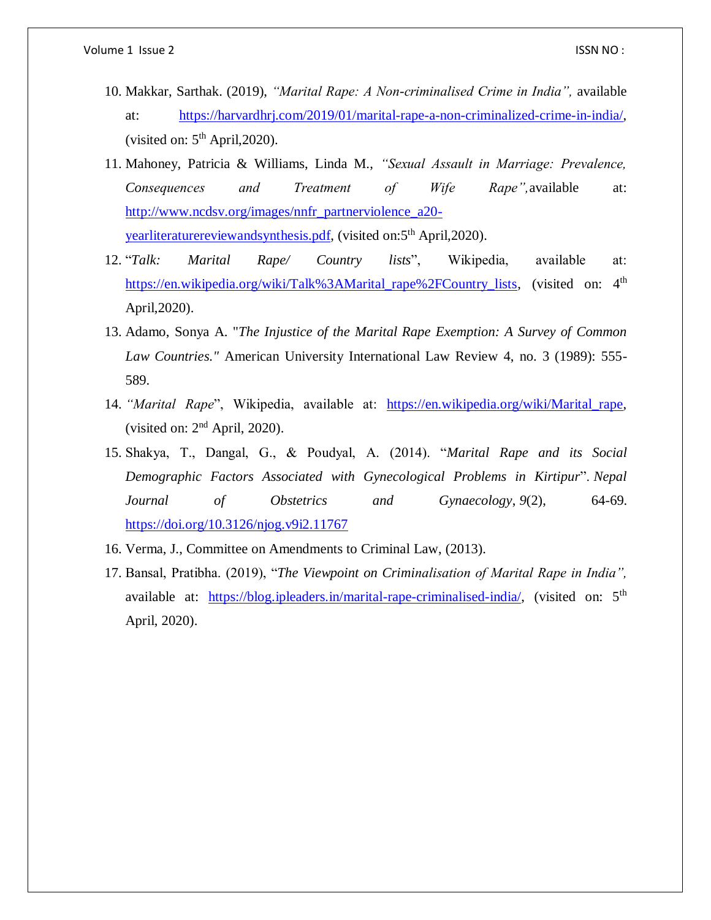10. Makkar, Sarthak. (2019), *"Marital Rape: A Non-criminalised Crime in India",* available at: https://harvardhrj.com/2019/01/marital-rape-a-non-criminalized-crime-in-india/, (visited on: 5th April,2020).
11. Mahoney, Patricia & Williams, Linda M., *"Sexual Assault in Marriage: Prevalence, Consequences and Treatment of Wife Rape",*available at: http://www.ncdsv.org/images/nnfr_partnerviolence_a20-yearliteraturereviewandsynthesis.pdf, (visited on:5th April,2020).
12. "*Talk: Marital Rape/ Country lists*", Wikipedia, available at: https://en.wikipedia.org/wiki/Talk%3AMarital_rape%2FCountry_lists, (visited on: 4th April,2020).
13. Adamo, Sonya A. "*The Injustice of the Marital Rape Exemption: A Survey of Common Law Countries."* American University International Law Review 4, no. 3 (1989): 555-589.
14. *"Marital Rape*", Wikipedia, available at: https://en.wikipedia.org/wiki/Marital_rape, (visited on: 2nd April, 2020).
15. Shakya, T., Dangal, G., & Poudyal, A. (2014). "*Marital Rape and its Social Demographic Factors Associated with Gynecological Problems in Kirtipur*". *Nepal Journal of Obstetrics and Gynaecology*, *9*(2), 64-69. https://doi.org/10.3126/njog.v9i2.11767
16. Verma, J., Committee on Amendments to Criminal Law, (2013).
17. Bansal, Pratibha. (2019), "*The Viewpoint on Criminalisation of Marital Rape in India",* available at: https://blog.ipleaders.in/marital-rape-criminalised-india/, (visited on: 5th April, 2020).